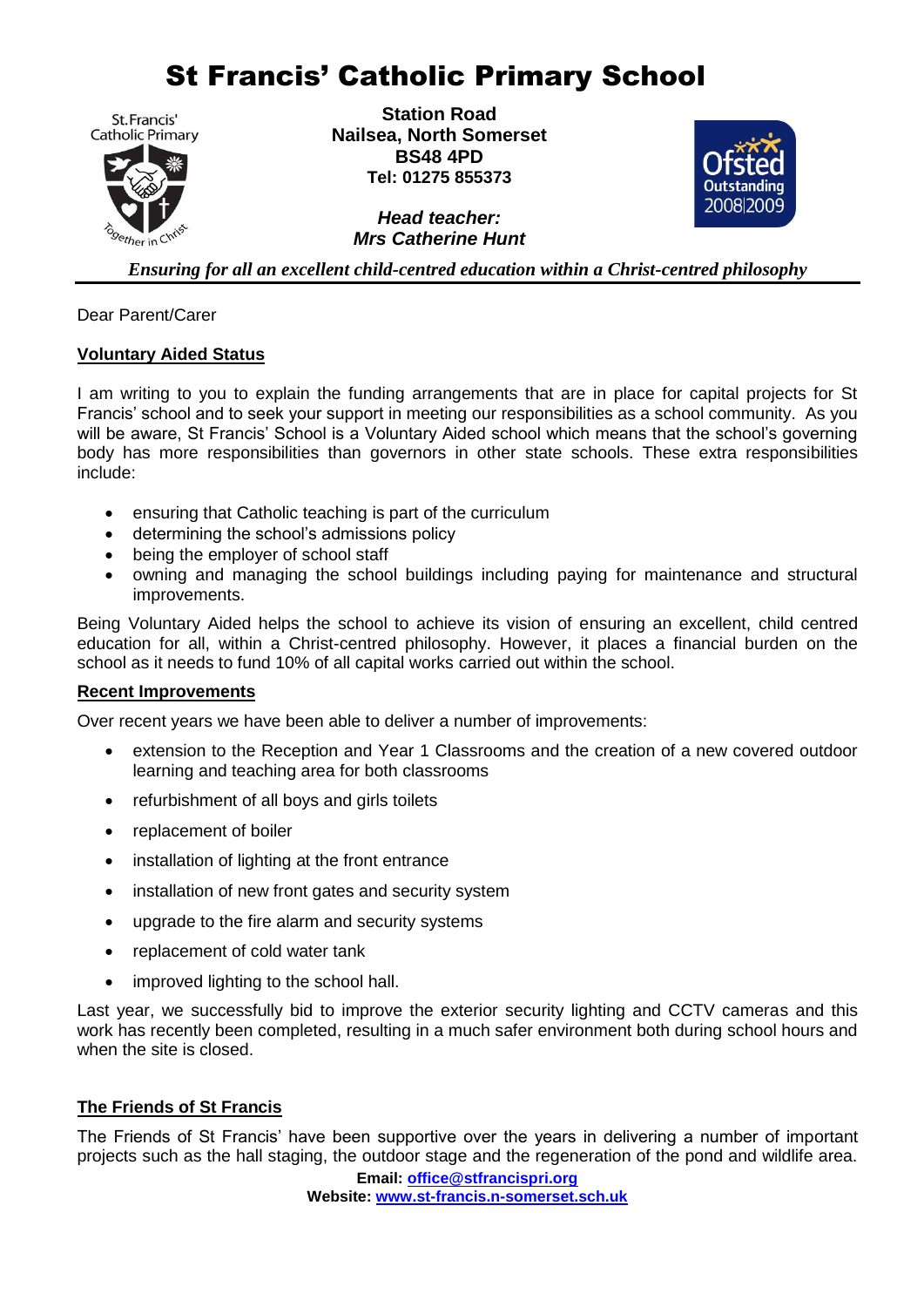# St Francis' Catholic Primary School

**Station Road**
**Nailsea, North Somerset**
**BS48 4PD**
**Tel: 01275 855373**

***Head teacher:***
***Mrs Catherine Hunt***

*Ensuring for all an excellent child-centred education within a Christ-centred philosophy*

Dear Parent/Carer

**Voluntary Aided Status**

I am writing to you to explain the funding arrangements that are in place for capital projects for St Francis' school and to seek your support in meeting our responsibilities as a school community. As you will be aware, St Francis' School is a Voluntary Aided school which means that the school's governing body has more responsibilities than governors in other state schools. These extra responsibilities include:

- ensuring that Catholic teaching is part of the curriculum
- determining the school's admissions policy
- being the employer of school staff
- owning and managing the school buildings including paying for maintenance and structural improvements.

Being Voluntary Aided helps the school to achieve its vision of ensuring an excellent, child centred education for all, within a Christ-centred philosophy. However, it places a financial burden on the school as it needs to fund 10% of all capital works carried out within the school.

**Recent Improvements**

Over recent years we have been able to deliver a number of improvements:

- extension to the Reception and Year 1 Classrooms and the creation of a new covered outdoor learning and teaching area for both classrooms
- refurbishment of all boys and girls toilets
- replacement of boiler
- installation of lighting at the front entrance
- installation of new front gates and security system
- upgrade to the fire alarm and security systems
- replacement of cold water tank
- improved lighting to the school hall.

Last year, we successfully bid to improve the exterior security lighting and CCTV cameras and this work has recently been completed, resulting in a much safer environment both during school hours and when the site is closed.

**The Friends of St Francis**

The Friends of St Francis' have been supportive over the years in delivering a number of important projects such as the hall staging, the outdoor stage and the regeneration of the pond and wildlife area.

**Email: office@stfrancispri.org**
**Website: www.st-francis.n-somerset.sch.uk**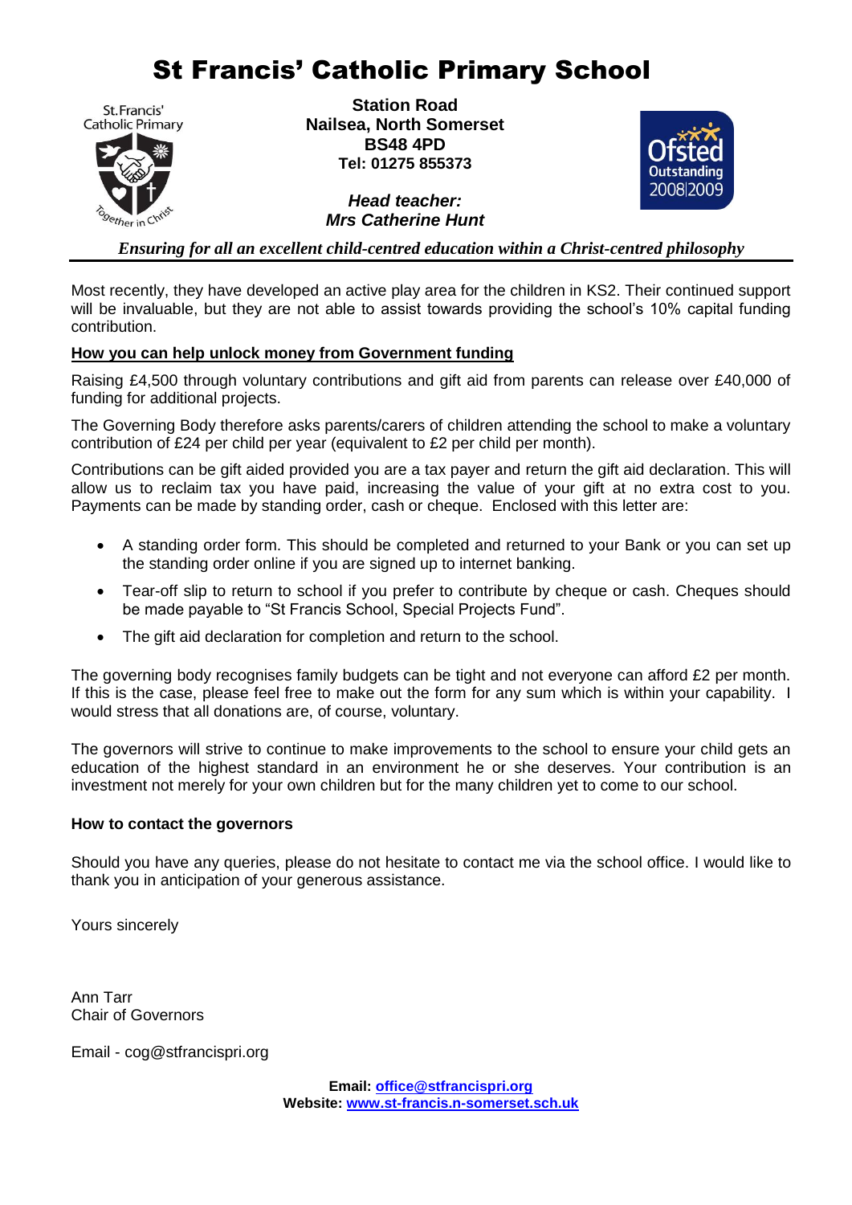# St Francis' Catholic Primary School

**Station Road**
**Nailsea, North Somerset**
**BS48 4PD**
**Tel: 01275 855373**

***Head teacher:***
***Mrs Catherine Hunt***

***Ensuring for all an excellent child-centred education within a Christ-centred philosophy***

---

Most recently, they have developed an active play area for the children in KS2. Their continued support will be invaluable, but they are not able to assist towards providing the school's 10% capital funding contribution.

**How you can help unlock money from Government funding**

Raising £4,500 through voluntary contributions and gift aid from parents can release over £40,000 of funding for additional projects.

The Governing Body therefore asks parents/carers of children attending the school to make a voluntary contribution of £24 per child per year (equivalent to £2 per child per month).

Contributions can be gift aided provided you are a tax payer and return the gift aid declaration. This will allow us to reclaim tax you have paid, increasing the value of your gift at no extra cost to you. Payments can be made by standing order, cash or cheque. Enclosed with this letter are:

- A standing order form. This should be completed and returned to your Bank or you can set up the standing order online if you are signed up to internet banking.
- Tear-off slip to return to school if you prefer to contribute by cheque or cash. Cheques should be made payable to "St Francis School, Special Projects Fund".
- The gift aid declaration for completion and return to the school.

The governing body recognises family budgets can be tight and not everyone can afford £2 per month. If this is the case, please feel free to make out the form for any sum which is within your capability. I would stress that all donations are, of course, voluntary.

The governors will strive to continue to make improvements to the school to ensure your child gets an education of the highest standard in an environment he or she deserves. Your contribution is an investment not merely for your own children but for the many children yet to come to our school.

**How to contact the governors**

Should you have any queries, please do not hesitate to contact me via the school office. I would like to thank you in anticipation of your generous assistance.

Yours sincerely

Ann Tarr
Chair of Governors

Email - cog@stfrancispri.org

**Email: office@stfrancispri.org**
**Website: www.st-francis.n-somerset.sch.uk**